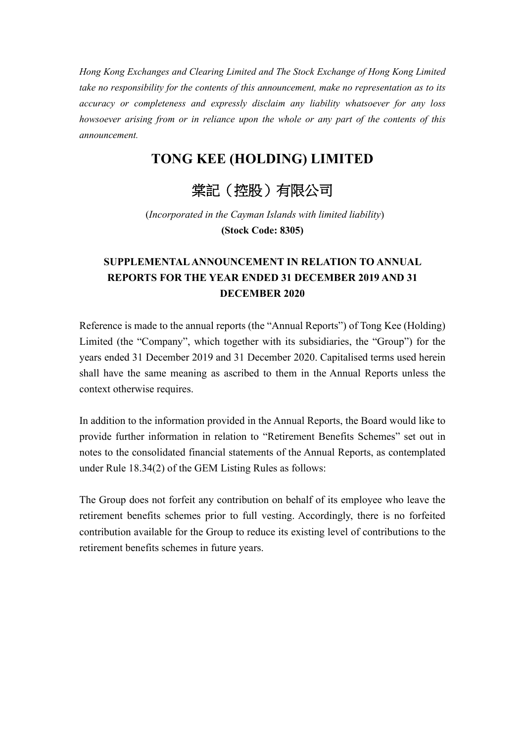*Hong Kong Exchanges and Clearing Limited and The Stock Exchange of Hong Kong Limited take no responsibility for the contents of this announcement, make no representation as to its accuracy or completeness and expressly disclaim any liability whatsoever for any loss howsoever arising from or in reliance upon the whole or any part of the contents of this announcement.*

# TONG KEE (HOLDING) LIMITED

# 棠記（控股）有限公司

(*Incorporated in the Cayman Islands with limited liability*)

**(Stock Code: 8305)**

## SUPPLEMENTAL ANNOUNCEMENT IN RELATION TO ANNUAL REPORTS FOR THE YEAR ENDED 31 DECEMBER 2019 AND 31 DECEMBER 2020

Reference is made to the annual reports (the "Annual Reports") of Tong Kee (Holding) Limited (the "Company", which together with its subsidiaries, the "Group") for the years ended 31 December 2019 and 31 December 2020. Capitalised terms used herein shall have the same meaning as ascribed to them in the Annual Reports unless the context otherwise requires.

In addition to the information provided in the Annual Reports, the Board would like to provide further information in relation to "Retirement Benefits Schemes" set out in notes to the consolidated financial statements of the Annual Reports, as contemplated under Rule 18.34(2) of the GEM Listing Rules as follows:

The Group does not forfeit any contribution on behalf of its employee who leave the retirement benefits schemes prior to full vesting. Accordingly, there is no forfeited contribution available for the Group to reduce its existing level of contributions to the retirement benefits schemes in future years.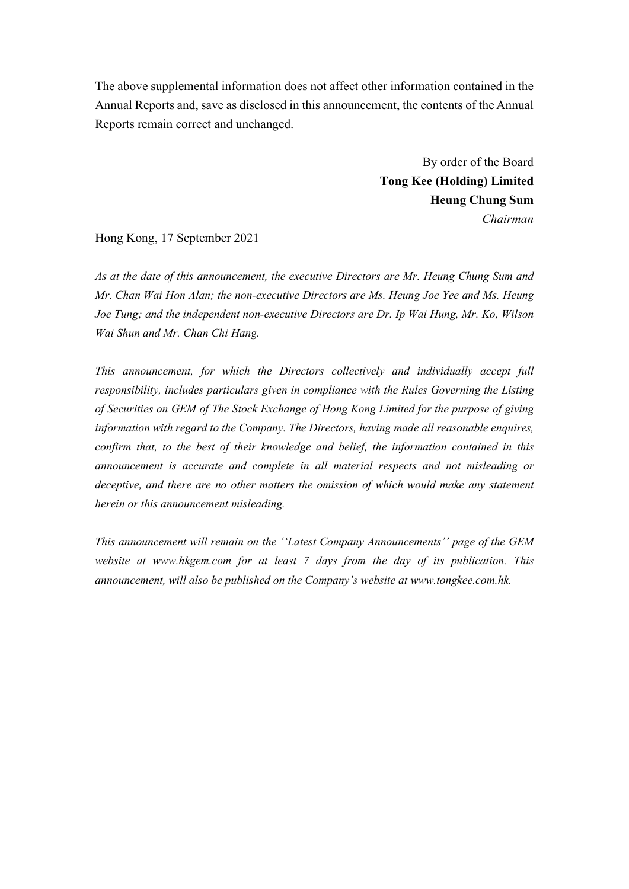The above supplemental information does not affect other information contained in the Annual Reports and, save as disclosed in this announcement, the contents of the Annual Reports remain correct and unchanged.

By order of the Board
**Tong Kee (Holding) Limited**
**Heung Chung Sum**
*Chairman*

Hong Kong, 17 September 2021

*As at the date of this announcement, the executive Directors are Mr. Heung Chung Sum and Mr. Chan Wai Hon Alan; the non-executive Directors are Ms. Heung Joe Yee and Ms. Heung Joe Tung; and the independent non-executive Directors are Dr. Ip Wai Hung, Mr. Ko, Wilson Wai Shun and Mr. Chan Chi Hang.*

*This announcement, for which the Directors collectively and individually accept full responsibility, includes particulars given in compliance with the Rules Governing the Listing of Securities on GEM of The Stock Exchange of Hong Kong Limited for the purpose of giving information with regard to the Company. The Directors, having made all reasonable enquires, confirm that, to the best of their knowledge and belief, the information contained in this announcement is accurate and complete in all material respects and not misleading or deceptive, and there are no other matters the omission of which would make any statement herein or this announcement misleading.*

*This announcement will remain on the ''Latest Company Announcements'' page of the GEM website at www.hkgem.com for at least 7 days from the day of its publication. This announcement, will also be published on the Company's website at www.tongkee.com.hk.*